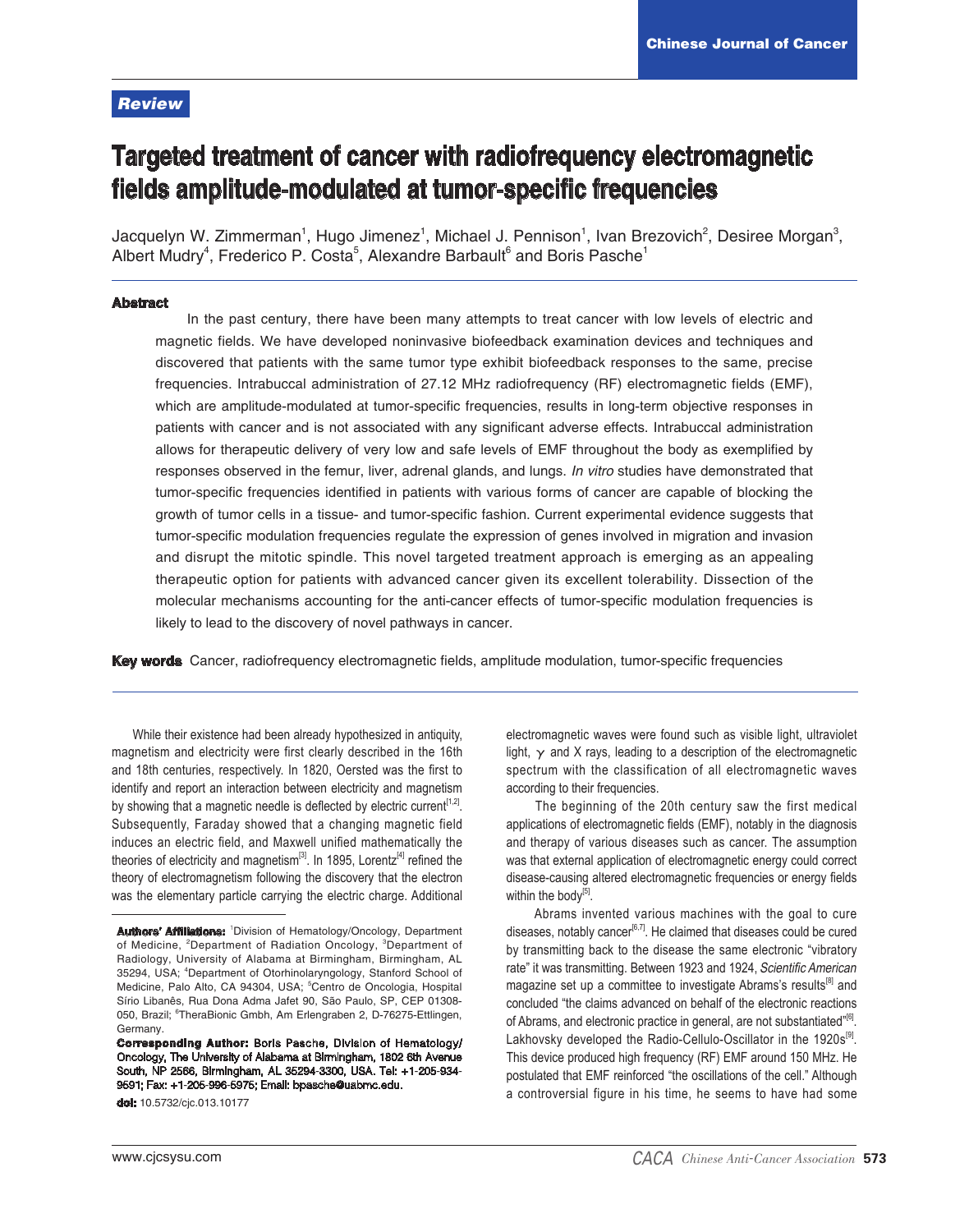*Review*

# Targeted treatment of cancer with radiofrequency electromagnetic fields amplitude-modulated at tumor-specific frequencies

Jacquelyn W. Zimmerman[1], Hugo Jimenez[1], Michael J. Pennison[1], Ivan Brezovich[2], Desiree Morgan[3], Albert Mudry[4], Frederico P. Costa[5], Alexandre Barbault[6] and Boris Pasche[1]

**Abstract**

In the past century, there have been many attempts to treat cancer with low levels of electric and magnetic fields. We have developed noninvasive biofeedback examination devices and techniques and discovered that patients with the same tumor type exhibit biofeedback responses to the same, precise frequencies. Intrabuccal administration of 27.12 MHz radiofrequency (RF) electromagnetic fields (EMF), which are amplitude-modulated at tumor-specific frequencies, results in long-term objective responses in patients with cancer and is not associated with any significant adverse effects. Intrabuccal administration allows for therapeutic delivery of very low and safe levels of EMF throughout the body as exemplified by responses observed in the femur, liver, adrenal glands, and lungs. *In vitro* studies have demonstrated that tumor-specific frequencies identified in patients with various forms of cancer are capable of blocking the growth of tumor cells in a tissue- and tumor-specific fashion. Current experimental evidence suggests that tumor-specific modulation frequencies regulate the expression of genes involved in migration and invasion and disrupt the mitotic spindle. This novel targeted treatment approach is emerging as an appealing therapeutic option for patients with advanced cancer given its excellent tolerability. Dissection of the molecular mechanisms accounting for the anti-cancer effects of tumor-specific modulation frequencies is likely to lead to the discovery of novel pathways in cancer.

**Key words** Cancer, radiofrequency electromagnetic fields, amplitude modulation, tumor-specific frequencies

While their existence had been already hypothesized in antiquity, magnetism and electricity were first clearly described in the 16th and 18th centuries, respectively. In 1820, Oersted was the first to identify and report an interaction between electricity and magnetism by showing that a magnetic needle is deflected by electric current[1,2]. Subsequently, Faraday showed that a changing magnetic field induces an electric field, and Maxwell unified mathematically the theories of electricity and magnetism[3]. In 1895, Lorentz[4] refined the theory of electromagnetism following the discovery that the electron was the elementary particle carrying the electric charge. Additional electromagnetic waves were found such as visible light, ultraviolet light, $\gamma$ and X rays, leading to a description of the electromagnetic spectrum with the classification of all electromagnetic waves according to their frequencies.

The beginning of the 20th century saw the first medical applications of electromagnetic fields (EMF), notably in the diagnosis and therapy of various diseases such as cancer. The assumption was that external application of electromagnetic energy could correct disease-causing altered electromagnetic frequencies or energy fields within the body[5].

Abrams invented various machines with the goal to cure diseases, notably cancer[6,7]. He claimed that diseases could be cured by transmitting back to the disease the same electronic "vibratory rate" it was transmitting. Between 1923 and 1924, *Scientific American* magazine set up a committee to investigate Abrams's results[8] and concluded "the claims advanced on behalf of the electronic reactions of Abrams, and electronic practice in general, are not substantiated"[6]. Lakhovsky developed the Radio-Cellulo-Oscillator in the 1920s[9]. This device produced high frequency (RF) EMF around 150 MHz. He postulated that EMF reinforced "the oscillations of the cell." Although a controversial figure in his time, he seems to have had some

**Authors' Affiliations:** [1]Division of Hematology/Oncology, Department of Medicine, [2]Department of Radiation Oncology, [3]Department of Radiology, University of Alabama at Birmingham, Birmingham, AL 35294, USA; [4]Department of Otorhinolaryngology, Stanford School of Medicine, Palo Alto, CA 94304, USA; [5]Centro de Oncologia, Hospital Sírio Libanês, Rua Dona Adma Jafet 90, São Paulo, SP, CEP 01308-050, Brazil; [6]TheraBionic Gmbh, Am Erlengraben 2, D-76275-Ettlingen, Germany.

**Corresponding Author: Boris Pasche, Division of Hematology/Oncology, The University of Alabama at Birmingham, 1802 6th Avenue South, NP 2566, Birmingham, AL 35294-3300, USA. Tel: +1-205-934-9591; Fax: +1-205-996-5975; Email: bpasche@uabmc.edu.**

**doi:** 10.5732/cjc.013.10177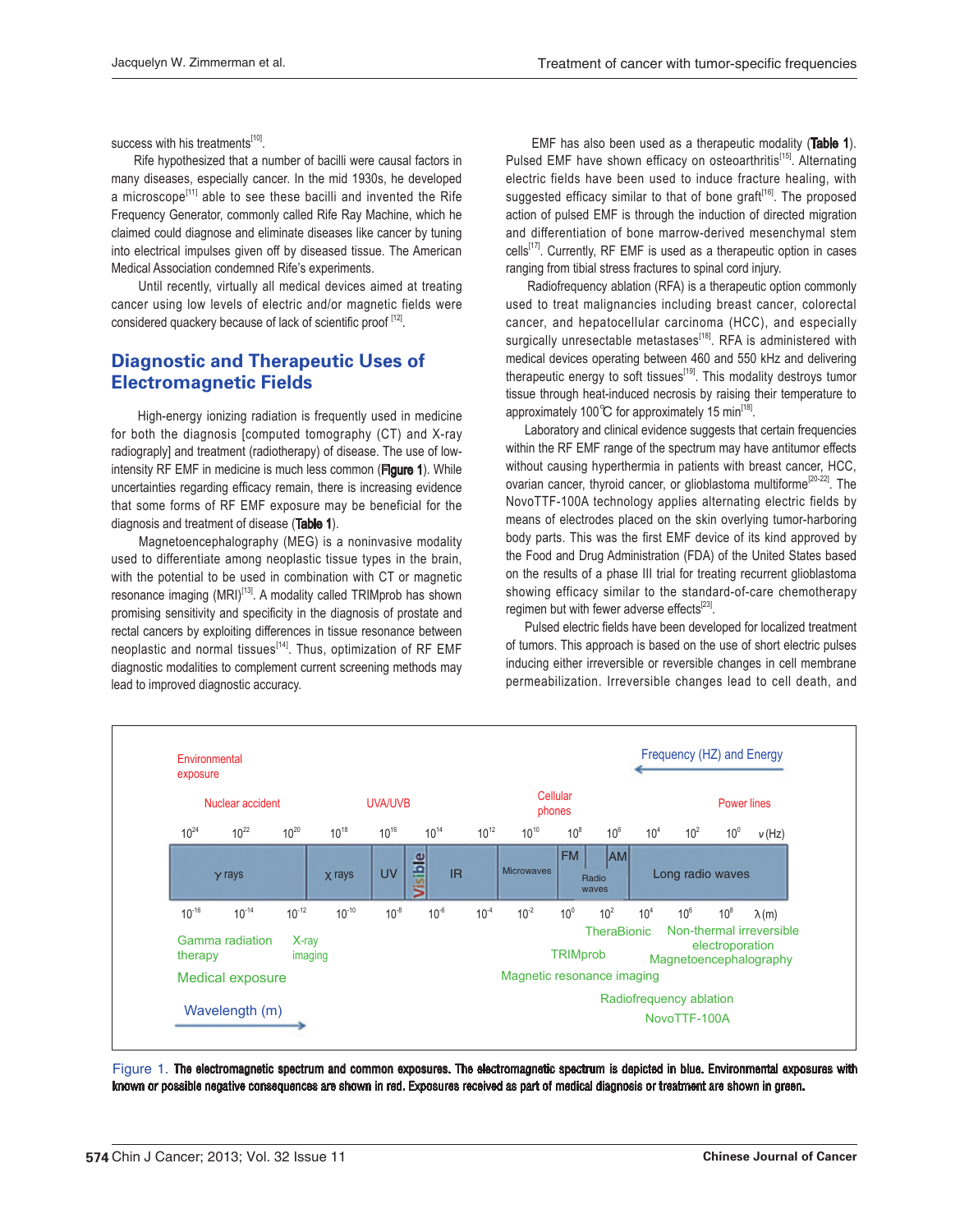success with his treatments[10].

Rife hypothesized that a number of bacilli were causal factors in many diseases, especially cancer. In the mid 1930s, he developed a microscope[11] able to see these bacilli and invented the Rife Frequency Generator, commonly called Rife Ray Machine, which he claimed could diagnose and eliminate diseases like cancer by tuning into electrical impulses given off by diseased tissue. The American Medical Association condemned Rife's experiments.

Until recently, virtually all medical devices aimed at treating cancer using low levels of electric and/or magnetic fields were considered quackery because of lack of scientific proof [12].

## Diagnostic and Therapeutic Uses of Electromagnetic Fields

High-energy ionizing radiation is frequently used in medicine for both the diagnosis [computed tomography (CT) and X-ray radiograply] and treatment (radiotherapy) of disease. The use of low-intensity RF EMF in medicine is much less common (**Figure 1**). While uncertainties regarding efficacy remain, there is increasing evidence that some forms of RF EMF exposure may be beneficial for the diagnosis and treatment of disease (**Table 1**).

Magnetoencephalography (MEG) is a noninvasive modality used to differentiate among neoplastic tissue types in the brain, with the potential to be used in combination with CT or magnetic resonance imaging (MRI)[13]. A modality called TRIMprob has shown promising sensitivity and specificity in the diagnosis of prostate and rectal cancers by exploiting differences in tissue resonance between neoplastic and normal tissues[14]. Thus, optimization of RF EMF diagnostic modalities to complement current screening methods may lead to improved diagnostic accuracy.

EMF has also been used as a therapeutic modality (**Table 1**). Pulsed EMF have shown efficacy on osteoarthritis[15]. Alternating electric fields have been used to induce fracture healing, with suggested efficacy similar to that of bone graft[16]. The proposed action of pulsed EMF is through the induction of directed migration and differentiation of bone marrow-derived mesenchymal stem cells[17]. Currently, RF EMF is used as a therapeutic option in cases ranging from tibial stress fractures to spinal cord injury.

Radiofrequency ablation (RFA) is a therapeutic option commonly used to treat malignancies including breast cancer, colorectal cancer, and hepatocellular carcinoma (HCC), and especially surgically unresectable metastases[18]. RFA is administered with medical devices operating between 460 and 550 kHz and delivering therapeutic energy to soft tissues[19]. This modality destroys tumor tissue through heat-induced necrosis by raising their temperature to approximately 100℃ for approximately 15 min[18].

Laboratory and clinical evidence suggests that certain frequencies within the RF EMF range of the spectrum may have antitumor effects without causing hyperthermia in patients with breast cancer, HCC, ovarian cancer, thyroid cancer, or glioblastoma multiforme[20-22]. The NovoTTF-100A technology applies alternating electric fields by means of electrodes placed on the skin overlying tumor-harboring body parts. This was the first EMF device of its kind approved by the Food and Drug Administration (FDA) of the United States based on the results of a phase III trial for treating recurrent glioblastoma showing efficacy similar to the standard-of-care chemotherapy regimen but with fewer adverse effects[23].

Pulsed electric fields have been developed for localized treatment of tumors. This approach is based on the use of short electric pulses inducing either irreversible or reversible changes in cell membrane permeabilization. Irreversible changes lead to cell death, and

Figure 1. **The electromagnetic spectrum and common exposures. The electromagnetic spectrum is depicted in blue. Environmental exposures with known or possible negative consequences are shown in red. Exposures received as part of medical diagnosis or treatment are shown in green.**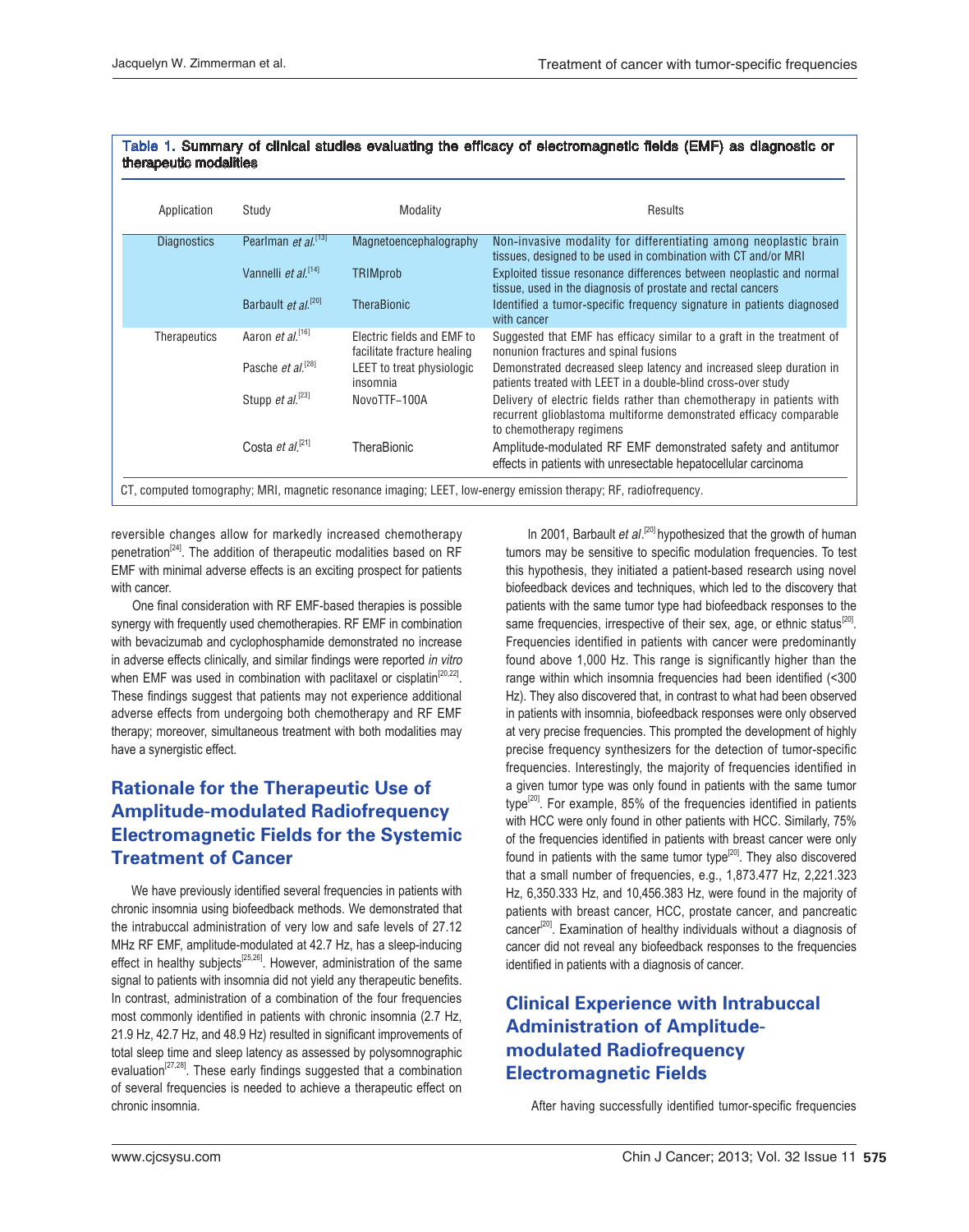**Table 1. Summary of clinical studies evaluating the efficacy of electromagnetic fields (EMF) as diagnostic or therapeutic modalities**

| Application | Study | Modality | Results |
|---|---|---|---|
| Diagnostics | Pearlman *et al.*[13] | Magnetoencephalography | Non-invasive modality for differentiating among neoplastic brain tissues, designed to be used in combination with CT and/or MRI |
| | Vannelli *et al.*[14] | TRIMprob | Exploited tissue resonance differences between neoplastic and normal tissue, used in the diagnosis of prostate and rectal cancers |
| | Barbault *et al.*[20] | TheraBionic | Identified a tumor-specific frequency signature in patients diagnosed with cancer |
| Therapeutics | Aaron *et al.*[16] | Electric fields and EMF to facilitate fracture healing | Suggested that EMF has efficacy similar to a graft in the treatment of nonunion fractures and spinal fusions |
| | Pasche *et al.*[28] | LEET to treat physiologic insomnia | Demonstrated decreased sleep latency and increased sleep duration in patients treated with LEET in a double-blind cross-over study |
| | Stupp *et al.*[23] | NovoTTF–100A | Delivery of electric fields rather than chemotherapy in patients with recurrent glioblastoma multiforme demonstrated efficacy comparable to chemotherapy regimens |
| | Costa *et al.*[21] | TheraBionic | Amplitude-modulated RF EMF demonstrated safety and antitumor effects in patients with unresectable hepatocellular carcinoma |

CT, computed tomography; MRI, magnetic resonance imaging; LEET, low-energy emission therapy; RF, radiofrequency.

reversible changes allow for markedly increased chemotherapy penetration[24]. The addition of therapeutic modalities based on RF EMF with minimal adverse effects is an exciting prospect for patients with cancer.

One final consideration with RF EMF-based therapies is possible synergy with frequently used chemotherapies. RF EMF in combination with bevacizumab and cyclophosphamide demonstrated no increase in adverse effects clinically, and similar findings were reported *in vitro* when EMF was used in combination with paclitaxel or cisplatin[20,22]. These findings suggest that patients may not experience additional adverse effects from undergoing both chemotherapy and RF EMF therapy; moreover, simultaneous treatment with both modalities may have a synergistic effect.

## Rationale for the Therapeutic Use of Amplitude-modulated Radiofrequency Electromagnetic Fields for the Systemic Treatment of Cancer

We have previously identified several frequencies in patients with chronic insomnia using biofeedback methods. We demonstrated that the intrabuccal administration of very low and safe levels of 27.12 MHz RF EMF, amplitude-modulated at 42.7 Hz, has a sleep-inducing effect in healthy subjects[25,26]. However, administration of the same signal to patients with insomnia did not yield any therapeutic benefits. In contrast, administration of a combination of the four frequencies most commonly identified in patients with chronic insomnia (2.7 Hz, 21.9 Hz, 42.7 Hz, and 48.9 Hz) resulted in significant improvements of total sleep time and sleep latency as assessed by polysomnographic evaluation[27,28]. These early findings suggested that a combination of several frequencies is needed to achieve a therapeutic effect on chronic insomnia.

In 2001, Barbault *et al*.[20] hypothesized that the growth of human tumors may be sensitive to specific modulation frequencies. To test this hypothesis, they initiated a patient-based research using novel biofeedback devices and techniques, which led to the discovery that patients with the same tumor type had biofeedback responses to the same frequencies, irrespective of their sex, age, or ethnic status[20]. Frequencies identified in patients with cancer were predominantly found above 1,000 Hz. This range is significantly higher than the range within which insomnia frequencies had been identified (<300 Hz). They also discovered that, in contrast to what had been observed in patients with insomnia, biofeedback responses were only observed at very precise frequencies. This prompted the development of highly precise frequency synthesizers for the detection of tumor-specific frequencies. Interestingly, the majority of frequencies identified in a given tumor type was only found in patients with the same tumor type[20]. For example, 85% of the frequencies identified in patients with HCC were only found in other patients with HCC. Similarly, 75% of the frequencies identified in patients with breast cancer were only found in patients with the same tumor type[20]. They also discovered that a small number of frequencies, e.g., 1,873.477 Hz, 2,221.323 Hz, 6,350.333 Hz, and 10,456.383 Hz, were found in the majority of patients with breast cancer, HCC, prostate cancer, and pancreatic cancer[20]. Examination of healthy individuals without a diagnosis of cancer did not reveal any biofeedback responses to the frequencies identified in patients with a diagnosis of cancer.

## Clinical Experience with Intrabuccal Administration of Amplitude-modulated Radiofrequency Electromagnetic Fields

After having successfully identified tumor-specific frequencies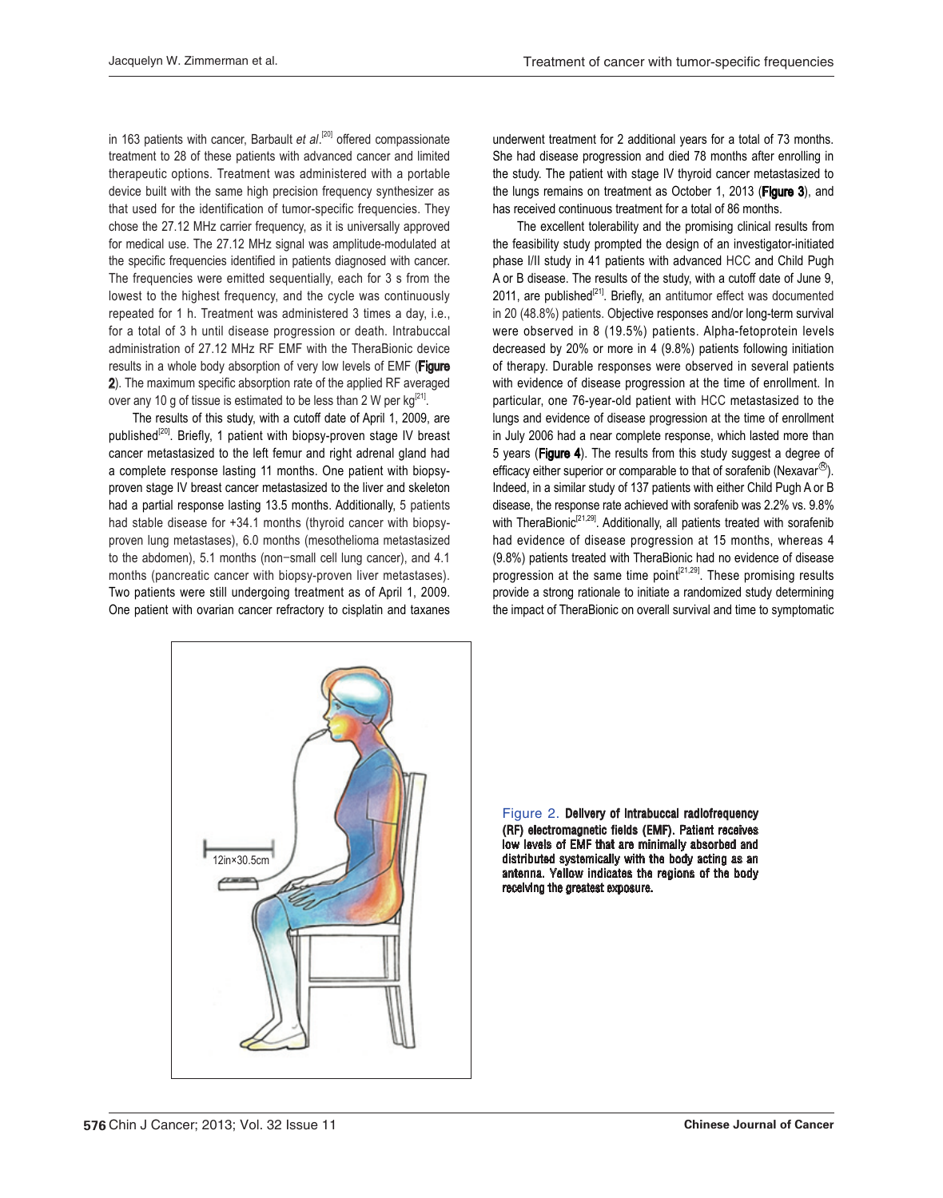in 163 patients with cancer, Barbault *et al*.[20] offered compassionate treatment to 28 of these patients with advanced cancer and limited therapeutic options. Treatment was administered with a portable device built with the same high precision frequency synthesizer as that used for the identification of tumor-specific frequencies. They chose the 27.12 MHz carrier frequency, as it is universally approved for medical use. The 27.12 MHz signal was amplitude-modulated at the specific frequencies identified in patients diagnosed with cancer. The frequencies were emitted sequentially, each for 3 s from the lowest to the highest frequency, and the cycle was continuously repeated for 1 h. Treatment was administered 3 times a day, i.e., for a total of 3 h until disease progression or death. Intrabuccal administration of 27.12 MHz RF EMF with the TheraBionic device results in a whole body absorption of very low levels of EMF (**Figure 2**). The maximum specific absorption rate of the applied RF averaged over any 10 g of tissue is estimated to be less than 2 W per kg[21].

The results of this study, with a cutoff date of April 1, 2009, are published[20]. Briefly, 1 patient with biopsy-proven stage IV breast cancer metastasized to the left femur and right adrenal gland had a complete response lasting 11 months. One patient with biopsy-proven stage IV breast cancer metastasized to the liver and skeleton had a partial response lasting 13.5 months. Additionally, 5 patients had stable disease for +34.1 months (thyroid cancer with biopsy-proven lung metastases), 6.0 months (mesothelioma metastasized to the abdomen), 5.1 months (non−small cell lung cancer), and 4.1 months (pancreatic cancer with biopsy-proven liver metastases). Two patients were still undergoing treatment as of April 1, 2009. One patient with ovarian cancer refractory to cisplatin and taxanes underwent treatment for 2 additional years for a total of 73 months. She had disease progression and died 78 months after enrolling in the study. The patient with stage IV thyroid cancer metastasized to the lungs remains on treatment as October 1, 2013 (**Figure 3**), and has received continuous treatment for a total of 86 months.

The excellent tolerability and the promising clinical results from the feasibility study prompted the design of an investigator-initiated phase I/II study in 41 patients with advanced HCC and Child Pugh A or B disease. The results of the study, with a cutoff date of June 9, 2011, are published[21]. Briefly, an antitumor effect was documented in 20 (48.8%) patients. Objective responses and/or long-term survival were observed in 8 (19.5%) patients. Alpha-fetoprotein levels decreased by 20% or more in 4 (9.8%) patients following initiation of therapy. Durable responses were observed in several patients with evidence of disease progression at the time of enrollment. In particular, one 76-year-old patient with HCC metastasized to the lungs and evidence of disease progression at the time of enrollment in July 2006 had a near complete response, which lasted more than 5 years (**Figure 4**). The results from this study suggest a degree of efficacy either superior or comparable to that of sorafenib (Nexavar®). Indeed, in a similar study of 137 patients with either Child Pugh A or B disease, the response rate achieved with sorafenib was 2.2% vs. 9.8% with TheraBionic[21,29]. Additionally, all patients treated with sorafenib had evidence of disease progression at 15 months, whereas 4 (9.8%) patients treated with TheraBionic had no evidence of disease progression at the same time point[21,29]. These promising results provide a strong rationale to initiate a randomized study determining the impact of TheraBionic on overall survival and time to symptomatic

12in×30.5cm

Figure 2. **Delivery of intrabuccal radiofrequency (RF) electromagnetic fields (EMF). Patient receives low levels of EMF that are minimally absorbed and distributed systemically with the body acting as an antenna. Yellow indicates the regions of the body receiving the greatest exposure.**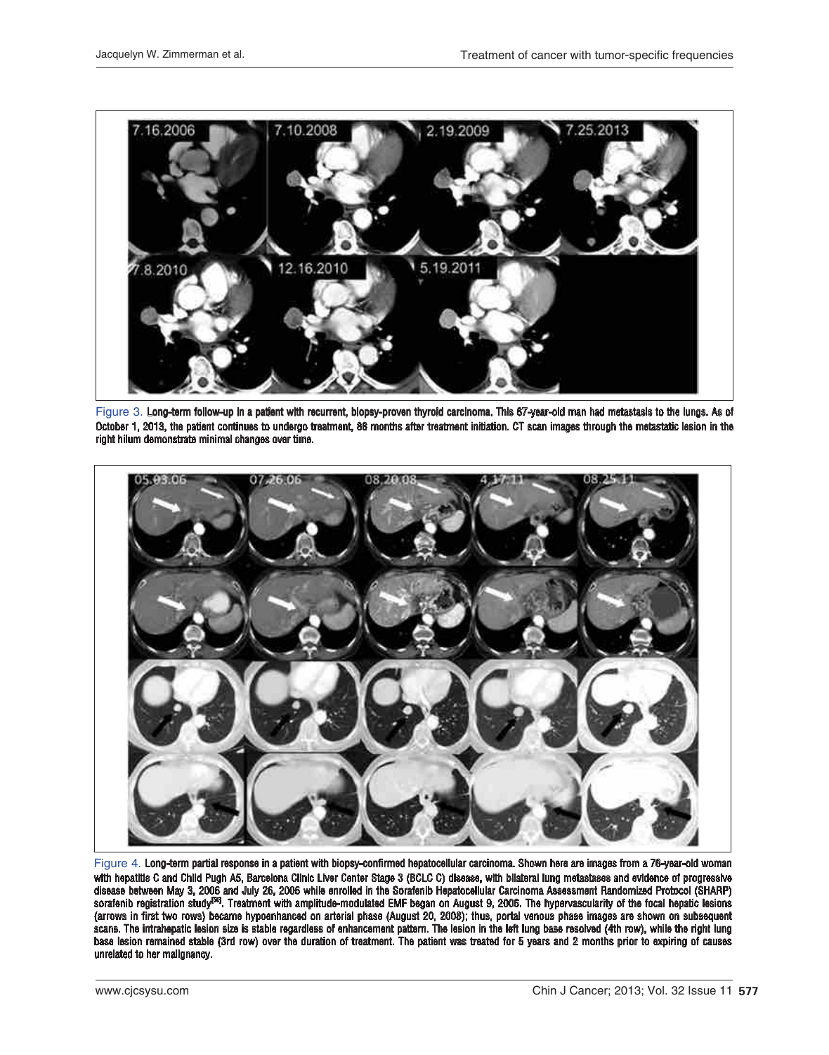7.16.2006
7.10.2008
2.19.2009
7.25.2013
7.8.2010
12.16.2010
5.19.2011

Figure 3. **Long-term follow-up in a patient with recurrent, biopsy-proven thyroid carcinoma. This 67-year-old man had metastasis to the lungs. As of October 1, 2013, the patient continues to undergo treatment, 86 months after treatment initiation. CT scan images through the metastatic lesion in the right hilum demonstrate minimal changes over time.**

05.03.06
07.26.06
08.20.08
4.17.11
08.25.11

Figure 4. **Long-term partial response in a patient with biopsy-confirmed hepatocellular carcinoma. Shown here are images from a 76-year-old woman with hepatitis C and Child Pugh A5, Barcelona Clinic Liver Center Stage 3 (BCLC C) disease, with bilateral lung metastases and evidence of progressive disease between May 3, 2006 and July 26, 2006 while enrolled in the Sorafenib Hepatocellular Carcinoma Assessment Randomized Protocol (SHARP) sorafenib registration study[30]. Treatment with amplitude-modulated EMF began on August 9, 2006. The hypervascularity of the focal hepatic lesions (arrows in first two rows) became hypoenhanced on arterial phase (August 20, 2008); thus, portal venous phase images are shown on subsequent scans. The intrahepatic lesion size is stable regardless of enhancement pattern. The lesion in the left lung base resolved (4th row), while the right lung base lesion remained stable (3rd row) over the duration of treatment. The patient was treated for 5 years and 2 months prior to expiring of causes unrelated to her malignancy.**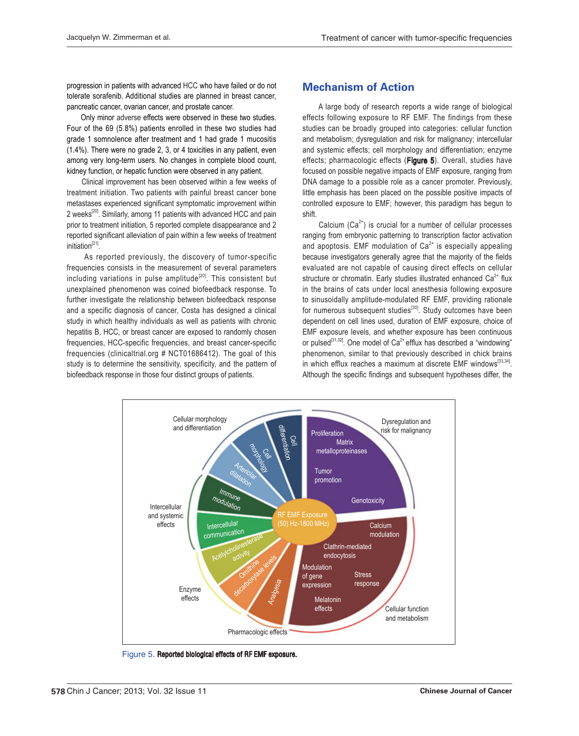progression in patients with advanced HCC who have failed or do not tolerate sorafenib. Additional studies are planned in breast cancer, pancreatic cancer, ovarian cancer, and prostate cancer.

Only minor adverse effects were observed in these two studies. Four of the 69 (5.8%) patients enrolled in these two studies had grade 1 somnolence after treatment and 1 had grade 1 mucositis (1.4%). There were no grade 2, 3, or 4 toxicities in any patient, even among very long-term users. No changes in complete blood count, kidney function, or hepatic function were observed in any patient.

Clinical improvement has been observed within a few weeks of treatment initiation. Two patients with painful breast cancer bone metastases experienced significant symptomatic improvement within 2 weeks[20]. Similarly, among 11 patients with advanced HCC and pain prior to treatment initiation, 5 reported complete disappearance and 2 reported significant alleviation of pain within a few weeks of treatment initiation[21].

As reported previously, the discovery of tumor-specific frequencies consists in the measurement of several parameters including variations in pulse amplitude[20]. This consistent but unexplained phenomenon was coined biofeedback response. To further investigate the relationship between biofeedback response and a specific diagnosis of cancer, Costa has designed a clinical study in which healthy individuals as well as patients with chronic hepatitis B, HCC, or breast cancer are exposed to randomly chosen frequencies, HCC-specific frequencies, and breast cancer-specific frequencies (clinicaltrial.org # NCT01686412). The goal of this study is to determine the sensitivity, specificity, and the pattern of biofeedback response in those four distinct groups of patients.

## Mechanism of Action

A large body of research reports a wide range of biological effects following exposure to RF EMF. The findings from these studies can be broadly grouped into categories: cellular function and metabolism; dysregulation and risk for malignancy; intercellular and systemic effects; cell morphology and differentiation; enzyme effects; pharmacologic effects (**Figure 5**). Overall, studies have focused on possible negative impacts of EMF exposure, ranging from DNA damage to a possible role as a cancer promoter. Previously, little emphasis has been placed on the possible positive impacts of controlled exposure to EMF; however, this paradigm has begun to shift.

Calcium ($Ca^{2+}$) is crucial for a number of cellular processes ranging from embryonic patterning to transcription factor activation and apoptosis. EMF modulation of $Ca^{2+}$ is especially appealing because investigators generally agree that the majority of the fields evaluated are not capable of causing direct effects on cellular structure or chromatin. Early studies illustrated enhanced $Ca^{2+}$ flux in the brains of cats under local anesthesia following exposure to sinusoidally amplitude-modulated RF EMF, providing rationale for numerous subsequent studies[30]. Study outcomes have been dependent on cell lines used, duration of EMF exposure, choice of EMF exposure levels, and whether exposure has been continuous or pulsed[31,32]. One model of $Ca^{2+}$ efflux has described a "windowing" phenomenon, similar to that previously described in chick brains in which efflux reaches a maximum at discrete EMF windows[33,34]. Although the specific findings and subsequent hypotheses differ, the

Cellular morphology and differentiation
Cell differentiation
Cell morphology
Arteriolar dilatation
Dysregulation and risk for malignancy
Proliferation
Matrix metalloproteinases
Tumor promotion
Genotoxicity
Intercellular and systemic effects
Immune modulation
Intercellular communication
RF EMF Exposure (50) Hz-1800 MHz)
Calcium modulation
Clathrin-mediated endocytosis
Acetylcholinesterase activity
Ornithine decarboxylase levels
Analgesia
Modulation of gene expression
Stress response
Melatonin effects
Enzyme effects
Cellular function and metabolism
Pharmacologic effects

Figure 5. **Reported biological effects of RF EMF exposure.**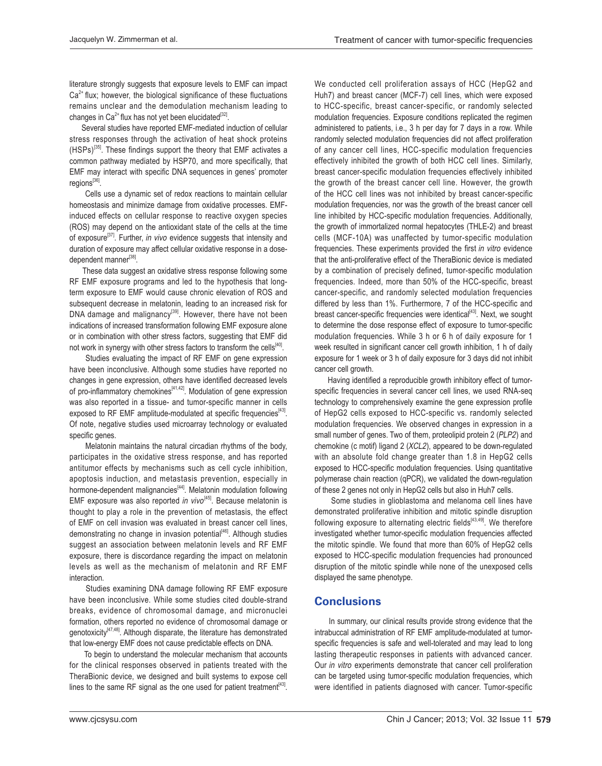literature strongly suggests that exposure levels to EMF can impact $Ca^{2+}$ flux; however, the biological significance of these fluctuations remains unclear and the demodulation mechanism leading to changes in $Ca^{2+}$ flux has not yet been elucidated[32].

Several studies have reported EMF-mediated induction of cellular stress responses through the activation of heat shock proteins (HSPs)[35]. These findings support the theory that EMF activates a common pathway mediated by HSP70, and more specifically, that EMF may interact with specific DNA sequences in genes' promoter regions[36].

Cells use a dynamic set of redox reactions to maintain cellular homeostasis and minimize damage from oxidative processes. EMF-induced effects on cellular response to reactive oxygen species (ROS) may depend on the antioxidant state of the cells at the time of exposure[37]. Further, *in vivo* evidence suggests that intensity and duration of exposure may affect cellular oxidative response in a dose-dependent manner[38].

These data suggest an oxidative stress response following some RF EMF exposure programs and led to the hypothesis that long-term exposure to EMF would cause chronic elevation of ROS and subsequent decrease in melatonin, leading to an increased risk for DNA damage and malignancy[39]. However, there have not been indications of increased transformation following EMF exposure alone or in combination with other stress factors, suggesting that EMF did not work in synergy with other stress factors to transform the cells[40].

Studies evaluating the impact of RF EMF on gene expression have been inconclusive. Although some studies have reported no changes in gene expression, others have identified decreased levels of pro-inflammatory chemokines[41,42]. Modulation of gene expression was also reported in a tissue- and tumor-specific manner in cells exposed to RF EMF amplitude-modulated at specific frequencies[43]. Of note, negative studies used microarray technology or evaluated specific genes.

Melatonin maintains the natural circadian rhythms of the body, participates in the oxidative stress response, and has reported antitumor effects by mechanisms such as cell cycle inhibition, apoptosis induction, and metastasis prevention, especially in hormone-dependent malignancies[44]. Melatonin modulation following EMF exposure was also reported *in vivo*[45]. Because melatonin is thought to play a role in the prevention of metastasis, the effect of EMF on cell invasion was evaluated in breast cancer cell lines, demonstrating no change in invasion potential[46]. Although studies suggest an association between melatonin levels and RF EMF exposure, there is discordance regarding the impact on melatonin levels as well as the mechanism of melatonin and RF EMF interaction.

Studies examining DNA damage following RF EMF exposure have been inconclusive. While some studies cited double-strand breaks, evidence of chromosomal damage, and micronuclei formation, others reported no evidence of chromosomal damage or genotoxicity[47,48]. Although disparate, the literature has demonstrated that low-energy EMF does not cause predictable effects on DNA.

To begin to understand the molecular mechanism that accounts for the clinical responses observed in patients treated with the TheraBionic device, we designed and built systems to expose cell lines to the same RF signal as the one used for patient treatment[43]. We conducted cell proliferation assays of HCC (HepG2 and Huh7) and breast cancer (MCF-7) cell lines, which were exposed to HCC-specific, breast cancer-specific, or randomly selected modulation frequencies. Exposure conditions replicated the regimen administered to patients, i.e., 3 h per day for 7 days in a row. While randomly selected modulation frequencies did not affect proliferation of any cancer cell lines, HCC-specific modulation frequencies effectively inhibited the growth of both HCC cell lines. Similarly, breast cancer-specific modulation frequencies effectively inhibited the growth of the breast cancer cell line. However, the growth of the HCC cell lines was not inhibited by breast cancer-specific modulation frequencies, nor was the growth of the breast cancer cell line inhibited by HCC-specific modulation frequencies. Additionally, the growth of immortalized normal hepatocytes (THLE-2) and breast cells (MCF-10A) was unaffected by tumor-specific modulation frequencies. These experiments provided the first *in vitro* evidence that the anti-proliferative effect of the TheraBionic device is mediated by a combination of precisely defined, tumor-specific modulation frequencies. Indeed, more than 50% of the HCC-specific, breast cancer-specific, and randomly selected modulation frequencies differed by less than 1%. Furthermore, 7 of the HCC-specific and breast cancer-specific frequencies were identical[43]. Next, we sought to determine the dose response effect of exposure to tumor-specific modulation frequencies. While 3 h or 6 h of daily exposure for 1 week resulted in significant cancer cell growth inhibition, 1 h of daily exposure for 1 week or 3 h of daily exposure for 3 days did not inhibit cancer cell growth.

Having identified a reproducible growth inhibitory effect of tumor-specific frequencies in several cancer cell lines, we used RNA-seq technology to comprehensively examine the gene expression profile of HepG2 cells exposed to HCC-specific vs. randomly selected modulation frequencies. We observed changes in expression in a small number of genes. Two of them, proteolipid protein 2 (*PLP2*) and chemokine (c motif) ligand 2 (*XCL2*), appeared to be down-regulated with an absolute fold change greater than 1.8 in HepG2 cells exposed to HCC-specific modulation frequencies. Using quantitative polymerase chain reaction (qPCR), we validated the down-regulation of these 2 genes not only in HepG2 cells but also in Huh7 cells.

Some studies in glioblastoma and melanoma cell lines have demonstrated proliferative inhibition and mitotic spindle disruption following exposure to alternating electric fields[43,49]. We therefore investigated whether tumor-specific modulation frequencies affected the mitotic spindle. We found that more than 60% of HepG2 cells exposed to HCC-specific modulation frequencies had pronounced disruption of the mitotic spindle while none of the unexposed cells displayed the same phenotype.

## Conclusions

In summary, our clinical results provide strong evidence that the intrabuccal administration of RF EMF amplitude-modulated at tumor-specific frequencies is safe and well-tolerated and may lead to long lasting therapeutic responses in patients with advanced cancer. Our *in vitro* experiments demonstrate that cancer cell proliferation can be targeted using tumor-specific modulation frequencies, which were identified in patients diagnosed with cancer. Tumor-specific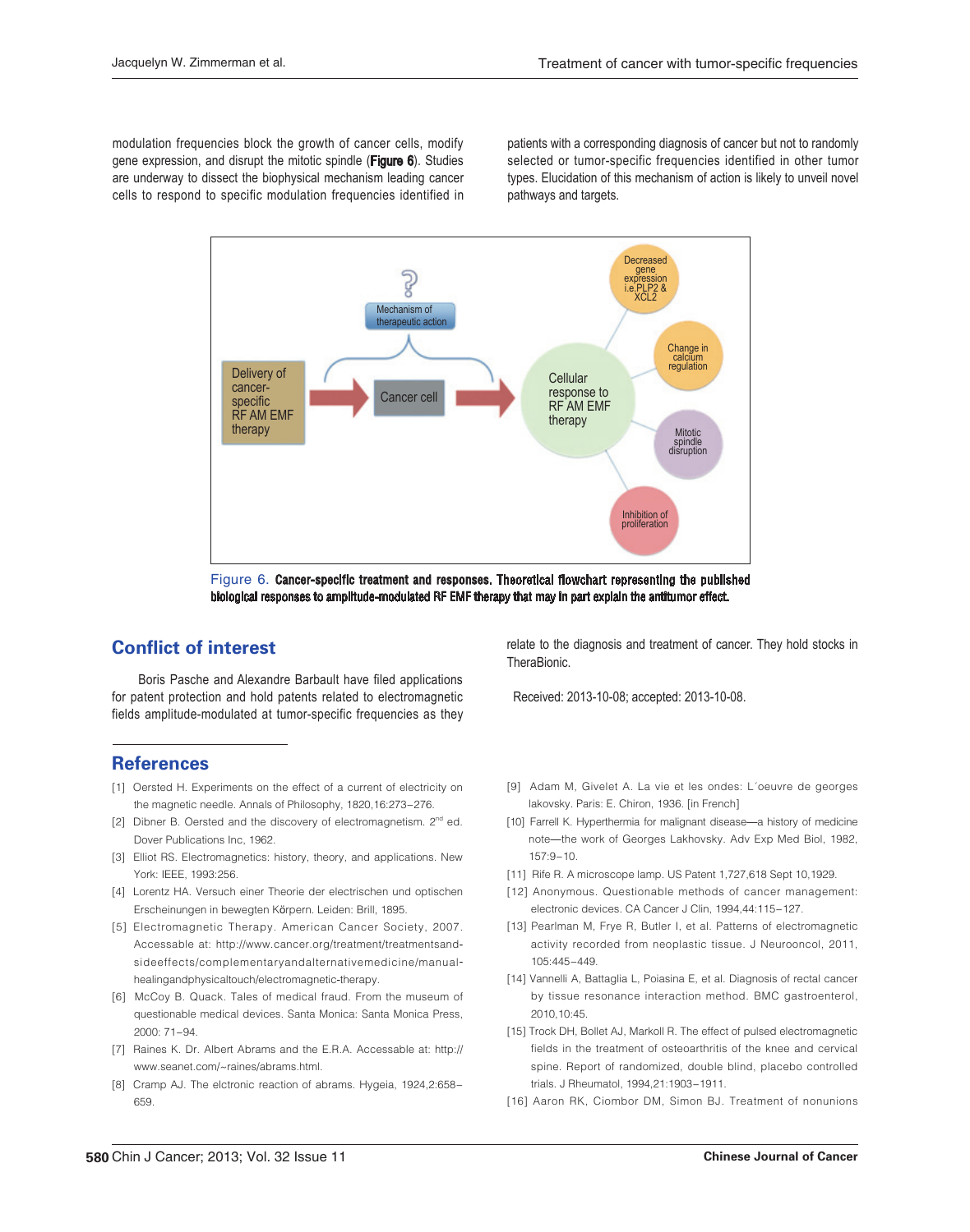modulation frequencies block the growth of cancer cells, modify gene expression, and disrupt the mitotic spindle (**Figure 6**). Studies are underway to dissect the biophysical mechanism leading cancer cells to respond to specific modulation frequencies identified in patients with a corresponding diagnosis of cancer but not to randomly selected or tumor-specific frequencies identified in other tumor types. Elucidation of this mechanism of action is likely to unveil novel pathways and targets.

Mechanism of therapeutic action

Delivery of cancer-specific RF AM EMF therapy

Cancer cell

Cellular response to RF AM EMF therapy

Decreased gene expression i.e.PLP2 & XCL2

Change in calcium regulation

Mitotic spindle disruption

Inhibition of proliferation

Figure 6. **Cancer-specific treatment and responses. Theoretical flowchart representing the published biological responses to amplitude-modulated RF EMF therapy that may in part explain the antitumor effect.**

## Conflict of interest

Boris Pasche and Alexandre Barbault have filed applications for patent protection and hold patents related to electromagnetic fields amplitude-modulated at tumor-specific frequencies as they relate to the diagnosis and treatment of cancer. They hold stocks in TheraBionic.

Received: 2013-10-08; accepted: 2013-10-08.

## References

[1] Oersted H. Experiments on the effect of a current of electricity on the magnetic needle. Annals of Philosophy, 1820,16:273–276.

[2] Dibner B. Oersted and the discovery of electromagnetism. 2nd ed. Dover Publications Inc, 1962.

[3] Elliot RS. Electromagnetics: history, theory, and applications. New York: IEEE, 1993:256.

[4] Lorentz HA. Versuch einer Theorie der electrischen und optischen Erscheinungen in bewegten Körpern. Leiden: Brill, 1895.

[5] Electromagnetic Therapy. American Cancer Society, 2007. Accessable at: http://www.cancer.org/treatment/treatmentsandsideeffects/complementaryandalternativemedicine/manual-healingandphysicaltouch/electromagnetic-therapy.

[6] McCoy B. Quack. Tales of medical fraud. From the museum of questionable medical devices. Santa Monica: Santa Monica Press, 2000: 71–94.

[7] Raines K. Dr. Albert Abrams and the E.R.A. Accessable at: http://www.seanet.com/~raines/abrams.html.

[8] Cramp AJ. The elctronic reaction of abrams. Hygeia, 1924,2:658–659.

[9] Adam M, Givelet A. La vie et les ondes: L´oeuvre de georges lakovsky. Paris: E. Chiron, 1936. [in French]

[10] Farrell K. Hyperthermia for malignant disease—a history of medicine note—the work of Georges Lakhovsky. Adv Exp Med Biol, 1982, 157:9–10.

[11] Rife R. A microscope lamp. US Patent 1,727,618 Sept 10,1929.

[12] Anonymous. Questionable methods of cancer management: electronic devices. CA Cancer J Clin, 1994,44:115–127.

[13] Pearlman M, Frye R, Butler I, et al. Patterns of electromagnetic activity recorded from neoplastic tissue. J Neurooncol, 2011, 105:445–449.

[14] Vannelli A, Battaglia L, Poiasina E, et al. Diagnosis of rectal cancer by tissue resonance interaction method. BMC gastroenterol, 2010,10:45.

[15] Trock DH, Bollet AJ, Markoll R. The effect of pulsed electromagnetic fields in the treatment of osteoarthritis of the knee and cervical spine. Report of randomized, double blind, placebo controlled trials. J Rheumatol, 1994,21:1903–1911.

[16] Aaron RK, Ciombor DM, Simon BJ. Treatment of nonunions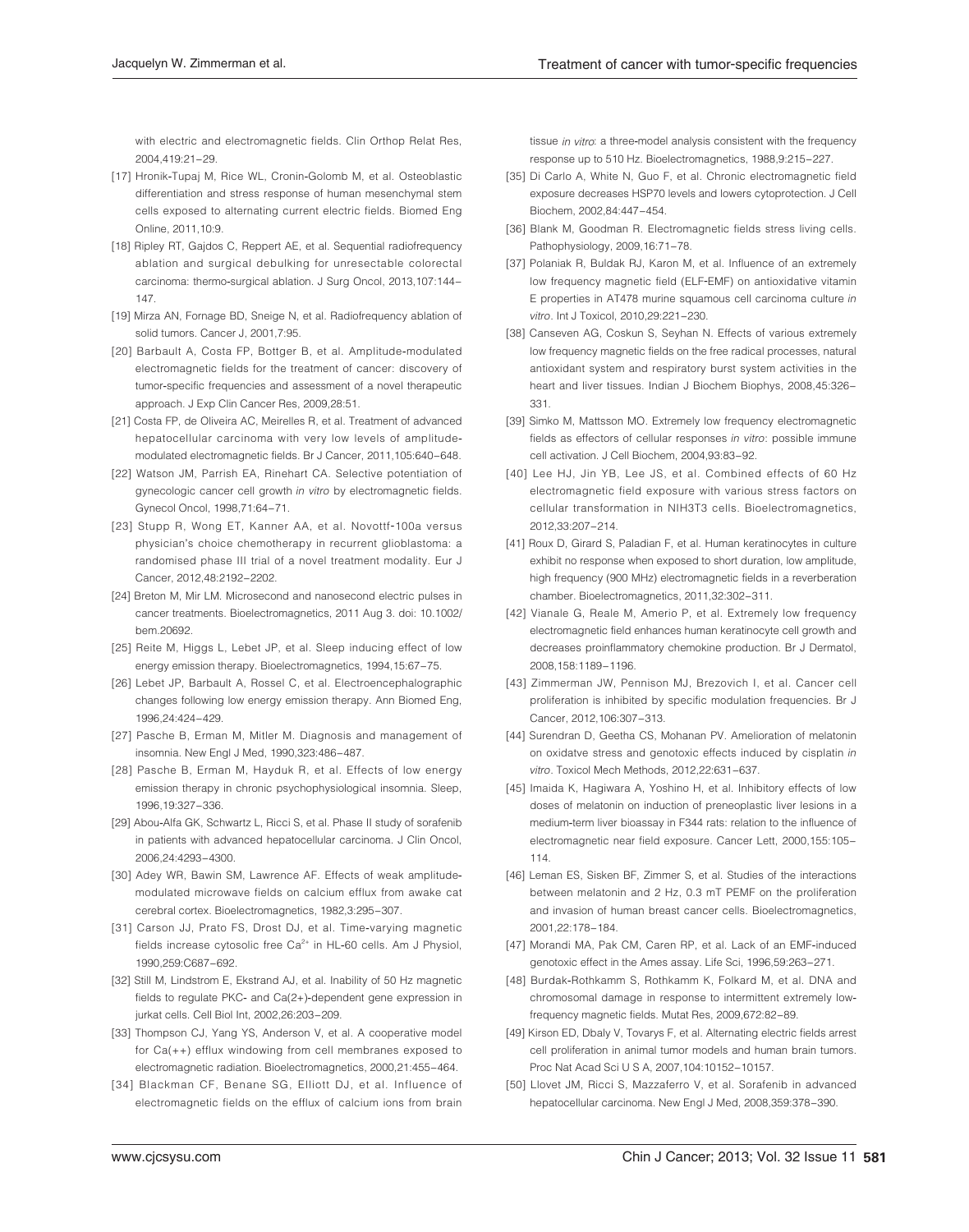with electric and electromagnetic fields. Clin Orthop Relat Res, 2004,419:21–29.

[17] Hronik-Tupaj M, Rice WL, Cronin-Golomb M, et al. Osteoblastic differentiation and stress response of human mesenchymal stem cells exposed to alternating current electric fields. Biomed Eng Online, 2011,10:9.

[18] Ripley RT, Gajdos C, Reppert AE, et al. Sequential radiofrequency ablation and surgical debulking for unresectable colorectal carcinoma: thermo-surgical ablation. J Surg Oncol, 2013,107:144–147.

[19] Mirza AN, Fornage BD, Sneige N, et al. Radiofrequency ablation of solid tumors. Cancer J, 2001,7:95.

[20] Barbault A, Costa FP, Bottger B, et al. Amplitude-modulated electromagnetic fields for the treatment of cancer: discovery of tumor-specific frequencies and assessment of a novel therapeutic approach. J Exp Clin Cancer Res, 2009,28:51.

[21] Costa FP, de Oliveira AC, Meirelles R, et al. Treatment of advanced hepatocellular carcinoma with very low levels of amplitude-modulated electromagnetic fields. Br J Cancer, 2011,105:640–648.

[22] Watson JM, Parrish EA, Rinehart CA. Selective potentiation of gynecologic cancer cell growth *in vitro* by electromagnetic fields. Gynecol Oncol, 1998,71:64–71.

[23] Stupp R, Wong ET, Kanner AA, et al. Novottf-100a versus physician's choice chemotherapy in recurrent glioblastoma: a randomised phase III trial of a novel treatment modality. Eur J Cancer, 2012,48:2192–2202.

[24] Breton M, Mir LM. Microsecond and nanosecond electric pulses in cancer treatments. Bioelectromagnetics, 2011 Aug 3. doi: 10.1002/bem.20692.

[25] Reite M, Higgs L, Lebet JP, et al. Sleep inducing effect of low energy emission therapy. Bioelectromagnetics, 1994,15:67–75.

[26] Lebet JP, Barbault A, Rossel C, et al. Electroencephalographic changes following low energy emission therapy. Ann Biomed Eng, 1996,24:424–429.

[27] Pasche B, Erman M, Mitler M. Diagnosis and management of insomnia. New Engl J Med, 1990,323:486–487.

[28] Pasche B, Erman M, Hayduk R, et al. Effects of low energy emission therapy in chronic psychophysiological insomnia. Sleep, 1996,19:327–336.

[29] Abou-Alfa GK, Schwartz L, Ricci S, et al. Phase II study of sorafenib in patients with advanced hepatocellular carcinoma. J Clin Oncol, 2006,24:4293–4300.

[30] Adey WR, Bawin SM, Lawrence AF. Effects of weak amplitude-modulated microwave fields on calcium efflux from awake cat cerebral cortex. Bioelectromagnetics, 1982,3:295–307.

[31] Carson JJ, Prato FS, Drost DJ, et al. Time-varying magnetic fields increase cytosolic free $Ca^{2+}$ in HL-60 cells. Am J Physiol, 1990,259:C687–692.

[32] Still M, Lindstrom E, Ekstrand AJ, et al. Inability of 50 Hz magnetic fields to regulate PKC- and Ca(2+)-dependent gene expression in jurkat cells. Cell Biol Int, 2002,26:203–209.

[33] Thompson CJ, Yang YS, Anderson V, et al. A cooperative model for Ca(++) efflux windowing from cell membranes exposed to electromagnetic radiation. Bioelectromagnetics, 2000,21:455–464.

[34] Blackman CF, Benane SG, Elliott DJ, et al. Influence of electromagnetic fields on the efflux of calcium ions from brain tissue *in vitro*: a three-model analysis consistent with the frequency response up to 510 Hz. Bioelectromagnetics, 1988,9:215–227.

[35] Di Carlo A, White N, Guo F, et al. Chronic electromagnetic field exposure decreases HSP70 levels and lowers cytoprotection. J Cell Biochem, 2002,84:447–454.

[36] Blank M, Goodman R. Electromagnetic fields stress living cells. Pathophysiology, 2009,16:71–78.

[37] Polaniak R, Buldak RJ, Karon M, et al. Influence of an extremely low frequency magnetic field (ELF-EMF) on antioxidative vitamin E properties in AT478 murine squamous cell carcinoma culture *in vitro*. Int J Toxicol, 2010,29:221–230.

[38] Canseven AG, Coskun S, Seyhan N. Effects of various extremely low frequency magnetic fields on the free radical processes, natural antioxidant system and respiratory burst system activities in the heart and liver tissues. Indian J Biochem Biophys, 2008,45:326–331.

[39] Simko M, Mattsson MO. Extremely low frequency electromagnetic fields as effectors of cellular responses *in vitro*: possible immune cell activation. J Cell Biochem, 2004,93:83–92.

[40] Lee HJ, Jin YB, Lee JS, et al. Combined effects of 60 Hz electromagnetic field exposure with various stress factors on cellular transformation in NIH3T3 cells. Bioelectromagnetics, 2012,33:207–214.

[41] Roux D, Girard S, Paladian F, et al. Human keratinocytes in culture exhibit no response when exposed to short duration, low amplitude, high frequency (900 MHz) electromagnetic fields in a reverberation chamber. Bioelectromagnetics, 2011,32:302–311.

[42] Vianale G, Reale M, Amerio P, et al. Extremely low frequency electromagnetic field enhances human keratinocyte cell growth and decreases proinflammatory chemokine production. Br J Dermatol, 2008,158:1189–1196.

[43] Zimmerman JW, Pennison MJ, Brezovich I, et al. Cancer cell proliferation is inhibited by specific modulation frequencies. Br J Cancer, 2012,106:307–313.

[44] Surendran D, Geetha CS, Mohanan PV. Amelioration of melatonin on oxidatve stress and genotoxic effects induced by cisplatin *in vitro*. Toxicol Mech Methods, 2012,22:631–637.

[45] Imaida K, Hagiwara A, Yoshino H, et al. Inhibitory effects of low doses of melatonin on induction of preneoplastic liver lesions in a medium-term liver bioassay in F344 rats: relation to the influence of electromagnetic near field exposure. Cancer Lett, 2000,155:105–114.

[46] Leman ES, Sisken BF, Zimmer S, et al. Studies of the interactions between melatonin and 2 Hz, 0.3 mT PEMF on the proliferation and invasion of human breast cancer cells. Bioelectromagnetics, 2001,22:178–184.

[47] Morandi MA, Pak CM, Caren RP, et al. Lack of an EMF-induced genotoxic effect in the Ames assay. Life Sci, 1996,59:263–271.

[48] Burdak-Rothkamm S, Rothkamm K, Folkard M, et al. DNA and chromosomal damage in response to intermittent extremely low-frequency magnetic fields. Mutat Res, 2009,672:82–89.

[49] Kirson ED, Dbaly V, Tovarys F, et al. Alternating electric fields arrest cell proliferation in animal tumor models and human brain tumors. Proc Nat Acad Sci U S A, 2007,104:10152–10157.

[50] Llovet JM, Ricci S, Mazzaferro V, et al. Sorafenib in advanced hepatocellular carcinoma. New Engl J Med, 2008,359:378–390.